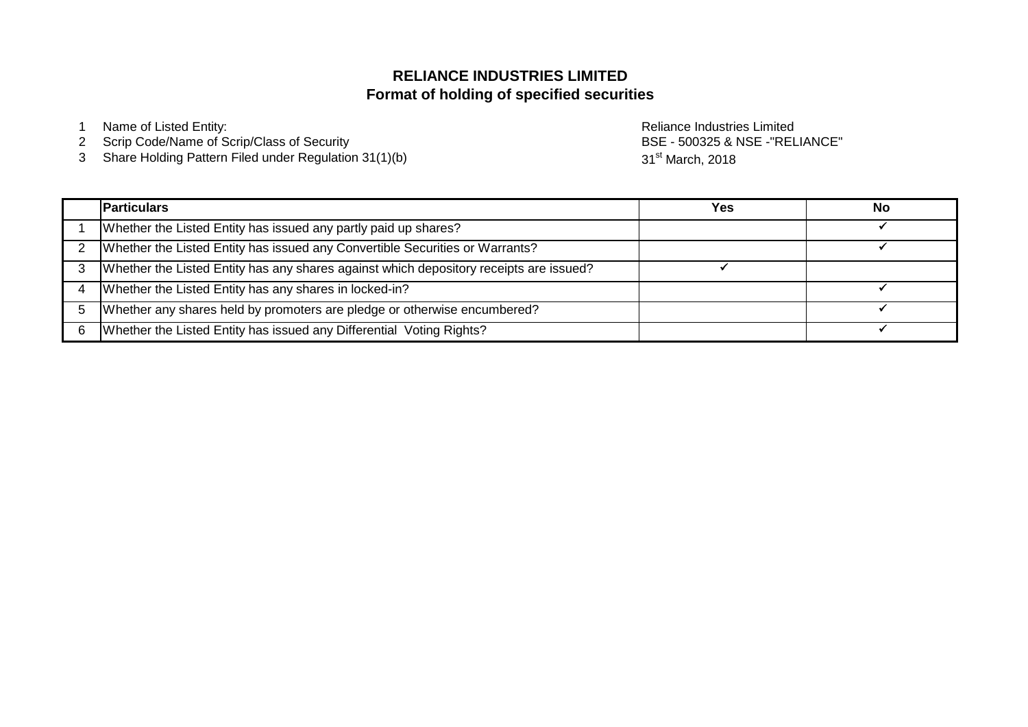# RELIANCE INDUSTRIES LIMITED
## Format of holding of specified securities

1. Name of Listed Entity: Reliance Industries Limited
2. Scrip Code/Name of Scrip/Class of Security: BSE - 500325 & NSE -"RELIANCE"
3. Share Holding Pattern Filed under Regulation 31(1)(b): 31st March, 2018

| | Particulars | Yes | No |
|---|---|---|---|
| 1 | Whether the Listed Entity has issued any partly paid up shares? | | ✓ |
| 2 | Whether the Listed Entity has issued any Convertible Securities or Warrants? | | ✓ |
| 3 | Whether the Listed Entity has any shares against which depository receipts are issued? | ✓ | |
| 4 | Whether the Listed Entity has any shares in locked-in? | | ✓ |
| 5 | Whether any shares held by promoters are pledge or otherwise encumbered? | | ✓ |
| 6 | Whether the Listed Entity has issued any Differential Voting Rights? | | ✓ |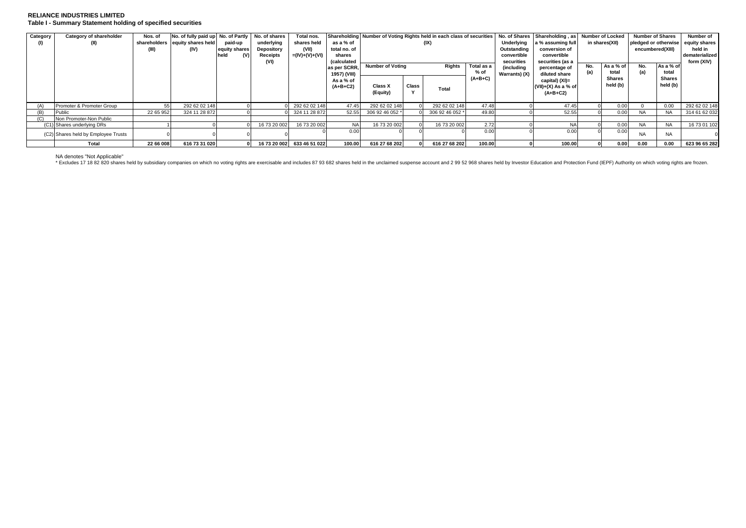**RELIANCE INDUSTRIES LIMITED**

**Table I - Summary Statement holding of specified securities**

| Category (I) | Category of shareholder (II) | Nos. of shareholders (III) | No. of fully paid up equity shares held (IV) | No. of Partly paid-up equity shares held (V) | No. of shares underlying Depository Receipts (VI) | Total nos. shares held (VII) =(IV)+(V)+(VI) | Shareholding as a % of total no. of shares (calculated as per SCRR, 1957) (VIII) As a % of (A+B+C2) | Number of Voting Rights held in each class of securities (IX) | | | | No. of Shares Underlying Outstanding convertible securities (including Warrants) (X) | Shareholding , as a % assuming full conversion of convertible securities (as a percentage of diluted share capital) (XI)= (VII)+(X) As a % of (A+B+C2) | Number of Locked in shares(XII) | | Number of Shares pledged or otherwise encumbered(XIII) | | Number of equity shares held in dematerialized form (XIV) |
|---|---|---|---|---|---|---|---|---|---|---|---|---|---|---|---|---|---|---|
| | | | | | | | | Number of Voting Rights | | | Total as a % of (A+B+C) | | | No. (a) | As a % of total Shares held (b) | No. (a) | As a % of total Shares held (b) | |
| | | | | | | | | Class X (Equity) | Class Y | Total | | | | | | | | |
| (A) | Promoter & Promoter Group | 55 | 292 62 02 148 | 0 | 0 | 292 62 02 148 | 47.45 | 292 62 02 148 | 0 | 292 62 02 148 | 47.48 | 0 | 47.45 | 0 | 0.00 | 0 | 0.00 | 292 62 02 148 |
| (B) | Public | 22 65 952 | 324 11 28 872 | 0 | 0 | 324 11 28 872 | 52.55 | 306 92 46 052 * | 0 | 306 92 46 052 * | 49.80 | 0 | 52.55 | 0 | 0.00 | NA | NA | 314 61 62 032 |
| (C) | Non Promoter-Non Public | | | | | | | | | | | | | | | | | |
| (C1) | Shares underlying DRs | 1 | 0 | 0 | 16 73 20 002 | 16 73 20 002 | NA | 16 73 20 002 | 0 | 16 73 20 002 | 2.72 | 0 | NA | 0 | 0.00 | NA | NA | 16 73 01 102 |
| (C2) | Shares held by Employee Trusts | 0 | 0 | 0 | | 0 | 0.00 | 0 | 0 | 0 | 0.00 | 0 | 0.00 | 0 | 0.00 | NA | NA | 0 |
| | **Total** | **22 66 008** | **616 73 31 020** | **0** | **16 73 20 002** | **633 46 51 022** | **100.00** | **616 27 68 202** | **0** | **616 27 68 202** | **100.00** | **0** | **100.00** | **0** | **0.00** | **0.00** | **0.00** | **623 96 65 282** |

NA denotes "Not Applicable"

* Excludes 17 18 82 820 shares held by subsidiary companies on which no voting rights are exercisable and includes 87 93 682 shares held in the unclaimed suspense account and 2 99 52 968 shares held by Investor Education and Protection Fund (IEPF) Authority on which voting rights are frozen.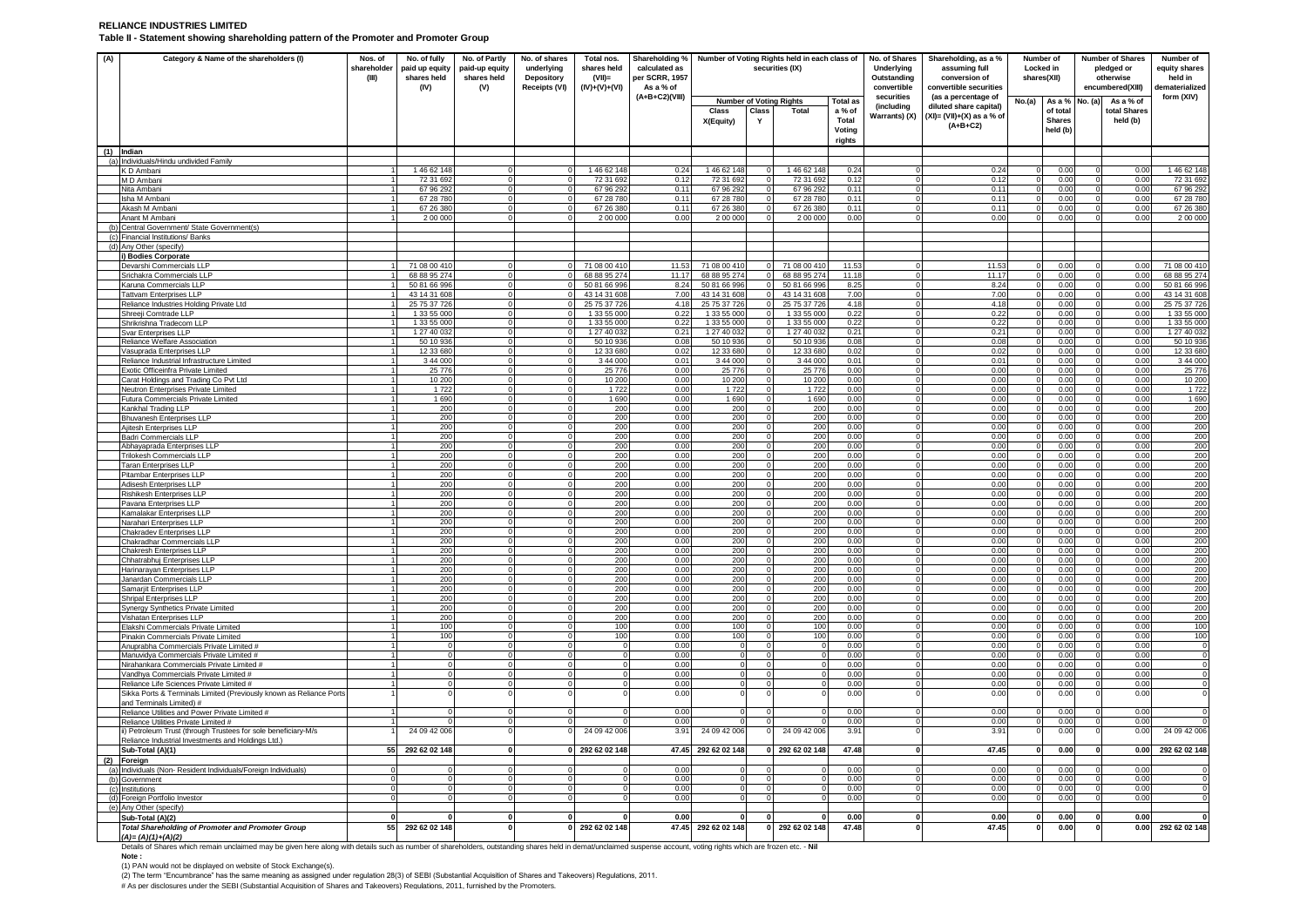# RELIANCE INDUSTRIES LIMITED

**Table II - Statement showing shareholding pattern of the Promoter and Promoter Group**

| (A) | Category & Name of the shareholders (I) | Nos. of shareholder (III) | No. of fully paid up equity shares held (IV) | No. of Partly paid-up equity shares held (V) | No. of shares underlying Depository Receipts (VI) | Total nos. shares held (VII)= (IV)+(V)+(VI) | Shareholding % calculated as per SCRR, 1957 As a % of (A+B+C2)(VIII) | Number of Voting Rights held in each class of securities (IX) | | | | No. of Shares Underlying Outstanding convertible securities (including Warrants) (X) | Shareholding, as a % assuming full conversion of convertible securities (as a percentage of diluted share capital) (XI)= (VII)+(X) as a % of (A+B+C2) | Number of Locked in shares(XII) | | Number of Shares pledged or otherwise encumbered(XIII) | | Number of equity shares held in dematerialized form (XIV) |
|---|---|---|---|---|---|---|---|---|---|---|---|---|---|---|---|---|---|---|
| | | | | | | | | Number of Voting Rights | | | Total as a % of Total Voting rights | | | No.(a) | As a % of total Shares held (b) | No. (a) | As a % of total Shares held (b) | |
| | | | | | | | | Class X(Equity) | Class Y | Total | | | | | | | | |
| (1) | Indian | | | | | | | | | | | | | | | | | |
| (a) | Individuals/Hindu undivided Family | | | | | | | | | | | | | | | | | |
| | K D Ambani | 1 | 1 46 62 148 | 0 | 0 | 1 46 62 148 | 0.24 | 1 46 62 148 | 0 | 1 46 62 148 | 0.24 | 0 | 0.24 | 0 | 0.00 | 0 | 0.00 | 1 46 62 148 |
| | M D Ambani | 1 | 72 31 692 | 0 | 0 | 72 31 692 | 0.12 | 72 31 692 | 0 | 72 31 692 | 0.12 | 0 | 0.12 | 0 | 0.00 | 0 | 0.00 | 72 31 692 |
| | Nita Ambani | 1 | 67 96 292 | 0 | 0 | 67 96 292 | 0.11 | 67 96 292 | 0 | 67 96 292 | 0.11 | 0 | 0.11 | 0 | 0.00 | 0 | 0.00 | 67 96 292 |
| | Isha M Ambani | 1 | 67 28 780 | 0 | 0 | 67 28 780 | 0.11 | 67 28 780 | 0 | 67 28 780 | 0.11 | 0 | 0.11 | 0 | 0.00 | 0 | 0.00 | 67 28 780 |
| | Akash M Ambani | 1 | 67 26 380 | 0 | 0 | 67 26 380 | 0.11 | 67 26 380 | 0 | 67 26 380 | 0.11 | 0 | 0.11 | 0 | 0.00 | 0 | 0.00 | 67 26 380 |
| | Anant M Ambani | 1 | 2 00 000 | 0 | 0 | 2 00 000 | 0.00 | 2 00 000 | 0 | 2 00 000 | 0.00 | 0 | 0.00 | 0 | 0.00 | 0 | 0.00 | 2 00 000 |
| (b) | Central Government/ State Government(s) | | | | | | | | | | | | | | | | | |
| (c) | Financial Institutions/ Banks | | | | | | | | | | | | | | | | | |
| (d) | Any Other (specify) | | | | | | | | | | | | | | | | | |
| | i) Bodies Corporate | | | | | | | | | | | | | | | | | |
| | Devarshi Commercials LLP | 1 | 71 08 00 410 | 0 | 0 | 71 08 00 410 | 11.53 | 71 08 00 410 | 0 | 71 08 00 410 | 11.53 | 0 | 11.53 | 0 | 0.00 | 0 | 0.00 | 71 08 00 410 |
| | Srichakra Commercials LLP | 1 | 68 88 95 274 | 0 | 0 | 68 88 95 274 | 11.17 | 68 88 95 274 | 0 | 68 88 95 274 | 11.18 | 0 | 11.17 | 0 | 0.00 | 0 | 0.00 | 68 88 95 274 |
| | Karuna Commercials LLP | 1 | 50 81 66 996 | 0 | 0 | 50 81 66 996 | 8.24 | 50 81 66 996 | 0 | 50 81 66 996 | 8.25 | 0 | 8.24 | 0 | 0.00 | 0 | 0.00 | 50 81 66 996 |
| | Tattvam Enterprises LLP | 1 | 43 14 31 608 | 0 | 0 | 43 14 31 608 | 7.00 | 43 14 31 608 | 0 | 43 14 31 608 | 7.00 | 0 | 7.00 | 0 | 0.00 | 0 | 0.00 | 43 14 31 608 |
| | Reliance Industries Holding Private Ltd | 1 | 25 75 37 726 | 0 | 0 | 25 75 37 726 | 4.18 | 25 75 37 726 | 0 | 25 75 37 726 | 4.18 | 0 | 4.18 | 0 | 0.00 | 0 | 0.00 | 25 75 37 726 |
| | Shreeji Comtrade LLP | 1 | 1 33 55 000 | 0 | 0 | 1 33 55 000 | 0.22 | 1 33 55 000 | 0 | 1 33 55 000 | 0.22 | 0 | 0.22 | 0 | 0.00 | 0 | 0.00 | 1 33 55 000 |
| | Shrikrishna Tradecom LLP | 1 | 1 33 55 000 | 0 | 0 | 1 33 55 000 | 0.22 | 1 33 55 000 | 0 | 1 33 55 000 | 0.22 | 0 | 0.22 | 0 | 0.00 | 0 | 0.00 | 1 33 55 000 |
| | Svar Enterprises LLP | 1 | 1 27 40 032 | 0 | 0 | 1 27 40 032 | 0.21 | 1 27 40 032 | 0 | 1 27 40 032 | 0.21 | 0 | 0.21 | 0 | 0.00 | 0 | 0.00 | 1 27 40 032 |
| | Reliance Welfare Association | 1 | 50 10 936 | 0 | 0 | 50 10 936 | 0.08 | 50 10 936 | 0 | 50 10 936 | 0.08 | 0 | 0.08 | 0 | 0.00 | 0 | 0.00 | 50 10 936 |
| | Vasuprada Enterprises LLP | 1 | 12 33 680 | 0 | 0 | 12 33 680 | 0.02 | 12 33 680 | 0 | 12 33 680 | 0.02 | 0 | 0.02 | 0 | 0.00 | 0 | 0.00 | 12 33 680 |
| | Reliance Industrial Infrastructure Limited | 1 | 3 44 000 | 0 | 0 | 3 44 000 | 0.01 | 3 44 000 | 0 | 3 44 000 | 0.01 | 0 | 0.01 | 0 | 0.00 | 0 | 0.00 | 3 44 000 |
| | Exotic Officeinfra Private Limited | 1 | 25 776 | 0 | 0 | 25 776 | 0.00 | 25 776 | 0 | 25 776 | 0.00 | 0 | 0.00 | 0 | 0.00 | 0 | 0.00 | 25 776 |
| | Carat Holdings and Trading Co Pvt Ltd | 1 | 10 200 | 0 | 0 | 10 200 | 0.00 | 10 200 | 0 | 10 200 | 0.00 | 0 | 0.00 | 0 | 0.00 | 0 | 0.00 | 10 200 |
| | Neutron Enterprises Private Limited | 1 | 1 722 | 0 | 0 | 1 722 | 0.00 | 1 722 | 0 | 1 722 | 0.00 | 0 | 0.00 | 0 | 0.00 | 0 | 0.00 | 1 722 |
| | Futura Commercials Private Limited | 1 | 1 690 | 0 | 0 | 1 690 | 0.00 | 1 690 | 0 | 1 690 | 0.00 | 0 | 0.00 | 0 | 0.00 | 0 | 0.00 | 1 690 |
| | Kankhal Trading LLP | 1 | 200 | 0 | 0 | 200 | 0.00 | 200 | 0 | 200 | 0.00 | 0 | 0.00 | 0 | 0.00 | 0 | 0.00 | 200 |
| | Bhuvanesh Enterprises LLP | 1 | 200 | 0 | 0 | 200 | 0.00 | 200 | 0 | 200 | 0.00 | 0 | 0.00 | 0 | 0.00 | 0 | 0.00 | 200 |
| | Ajitesh Enterprises LLP | 1 | 200 | 0 | 0 | 200 | 0.00 | 200 | 0 | 200 | 0.00 | 0 | 0.00 | 0 | 0.00 | 0 | 0.00 | 200 |
| | Badri Commercials LLP | 1 | 200 | 0 | 0 | 200 | 0.00 | 200 | 0 | 200 | 0.00 | 0 | 0.00 | 0 | 0.00 | 0 | 0.00 | 200 |
| | Abhayaprada Enterprises LLP | 1 | 200 | 0 | 0 | 200 | 0.00 | 200 | 0 | 200 | 0.00 | 0 | 0.00 | 0 | 0.00 | 0 | 0.00 | 200 |
| | Trilokesh Commercials LLP | 1 | 200 | 0 | 0 | 200 | 0.00 | 200 | 0 | 200 | 0.00 | 0 | 0.00 | 0 | 0.00 | 0 | 0.00 | 200 |
| | Taran Enterprises LLP | 1 | 200 | 0 | 0 | 200 | 0.00 | 200 | 0 | 200 | 0.00 | 0 | 0.00 | 0 | 0.00 | 0 | 0.00 | 200 |
| | Pitambar Enterprises LLP | 1 | 200 | 0 | 0 | 200 | 0.00 | 200 | 0 | 200 | 0.00 | 0 | 0.00 | 0 | 0.00 | 0 | 0.00 | 200 |
| | Adisesh Enterprises LLP | 1 | 200 | 0 | 0 | 200 | 0.00 | 200 | 0 | 200 | 0.00 | 0 | 0.00 | 0 | 0.00 | 0 | 0.00 | 200 |
| | Rishikesh Enterprises LLP | 1 | 200 | 0 | 0 | 200 | 0.00 | 200 | 0 | 200 | 0.00 | 0 | 0.00 | 0 | 0.00 | 0 | 0.00 | 200 |
| | Pavana Enterprises LLP | 1 | 200 | 0 | 0 | 200 | 0.00 | 200 | 0 | 200 | 0.00 | 0 | 0.00 | 0 | 0.00 | 0 | 0.00 | 200 |
| | Kamalakar Enterprises LLP | 1 | 200 | 0 | 0 | 200 | 0.00 | 200 | 0 | 200 | 0.00 | 0 | 0.00 | 0 | 0.00 | 0 | 0.00 | 200 |
| | Narahari Enterprises LLP | 1 | 200 | 0 | 0 | 200 | 0.00 | 200 | 0 | 200 | 0.00 | 0 | 0.00 | 0 | 0.00 | 0 | 0.00 | 200 |
| | Chakradev Enterprises LLP | 1 | 200 | 0 | 0 | 200 | 0.00 | 200 | 0 | 200 | 0.00 | 0 | 0.00 | 0 | 0.00 | 0 | 0.00 | 200 |
| | Chakradhar Commercials LLP | 1 | 200 | 0 | 0 | 200 | 0.00 | 200 | 0 | 200 | 0.00 | 0 | 0.00 | 0 | 0.00 | 0 | 0.00 | 200 |
| | Chakresh Enterprises LLP | 1 | 200 | 0 | 0 | 200 | 0.00 | 200 | 0 | 200 | 0.00 | 0 | 0.00 | 0 | 0.00 | 0 | 0.00 | 200 |
| | Chhatrabhuj Enterprises LLP | 1 | 200 | 0 | 0 | 200 | 0.00 | 200 | 0 | 200 | 0.00 | 0 | 0.00 | 0 | 0.00 | 0 | 0.00 | 200 |
| | Harinarayan Enterprises LLP | 1 | 200 | 0 | 0 | 200 | 0.00 | 200 | 0 | 200 | 0.00 | 0 | 0.00 | 0 | 0.00 | 0 | 0.00 | 200 |
| | Janardan Commercials LLP | 1 | 200 | 0 | 0 | 200 | 0.00 | 200 | 0 | 200 | 0.00 | 0 | 0.00 | 0 | 0.00 | 0 | 0.00 | 200 |
| | Samarjit Enterprises LLP | 1 | 200 | 0 | 0 | 200 | 0.00 | 200 | 0 | 200 | 0.00 | 0 | 0.00 | 0 | 0.00 | 0 | 0.00 | 200 |
| | Shripal Enterprises LLP | 1 | 200 | 0 | 0 | 200 | 0.00 | 200 | 0 | 200 | 0.00 | 0 | 0.00 | 0 | 0.00 | 0 | 0.00 | 200 |
| | Synergy Synthetics Private Limited | 1 | 200 | 0 | 0 | 200 | 0.00 | 200 | 0 | 200 | 0.00 | 0 | 0.00 | 0 | 0.00 | 0 | 0.00 | 200 |
| | Vishatan Enterprises LLP | 1 | 200 | 0 | 0 | 200 | 0.00 | 200 | 0 | 200 | 0.00 | 0 | 0.00 | 0 | 0.00 | 0 | 0.00 | 200 |
| | Elakshi Commercials Private Limited | 1 | 100 | 0 | 0 | 100 | 0.00 | 100 | 0 | 100 | 0.00 | 0 | 0.00 | 0 | 0.00 | 0 | 0.00 | 100 |
| | Pinakin Commercials Private Limited | 1 | 100 | 0 | 0 | 100 | 0.00 | 100 | 0 | 100 | 0.00 | 0 | 0.00 | 0 | 0.00 | 0 | 0.00 | 100 |
| | Anuprabha Commercials Private Limited # | 1 | 0 | 0 | 0 | 0 | 0.00 | 0 | 0 | 0 | 0.00 | 0 | 0.00 | 0 | 0.00 | 0 | 0.00 | 0 |
| | Manuvidya Commercials Private Limited # | 1 | 0 | 0 | 0 | 0 | 0.00 | 0 | 0 | 0 | 0.00 | 0 | 0.00 | 0 | 0.00 | 0 | 0.00 | 0 |
| | Nirahankara Commercials Private Limited # | 1 | 0 | 0 | 0 | 0 | 0.00 | 0 | 0 | 0 | 0.00 | 0 | 0.00 | 0 | 0.00 | 0 | 0.00 | 0 |
| | Vandhya Commercials Private Limited # | 1 | 0 | 0 | 0 | 0 | 0.00 | 0 | 0 | 0 | 0.00 | 0 | 0.00 | 0 | 0.00 | 0 | 0.00 | 0 |
| | Reliance Life Sciences Private Limited # | 1 | 0 | 0 | 0 | 0 | 0.00 | 0 | 0 | 0 | 0.00 | 0 | 0.00 | 0 | 0.00 | 0 | 0.00 | 0 |
| | Sikka Ports & Terminals Limited (Previously known as Reliance Ports and Terminals Limited) # | 1 | 0 | 0 | 0 | 0 | 0.00 | 0 | 0 | 0 | 0.00 | 0 | 0.00 | 0 | 0.00 | 0 | 0.00 | 0 |
| | Reliance Utilities and Power Private Limited # | 1 | 0 | 0 | 0 | 0 | 0.00 | 0 | 0 | 0 | 0.00 | 0 | 0.00 | 0 | 0.00 | 0 | 0.00 | 0 |
| | Reliance Utilities Private Limited # | 1 | 0 | 0 | 0 | 0 | 0.00 | 0 | 0 | 0 | 0.00 | 0 | 0.00 | 0 | 0.00 | 0 | 0.00 | 0 |
| | ii) Petroleum Trust (through Trustees for sole beneficiary-M/s Reliance Industrial Investments and Holdings Ltd.) | 1 | 24 09 42 006 | 0 | 0 | 24 09 42 006 | 3.91 | 24 09 42 006 | 0 | 24 09 42 006 | 3.91 | 0 | 3.91 | 0 | 0.00 | 0 | 0.00 | 24 09 42 006 |
| | **Sub-Total (A)(1)** | **55** | **292 62 02 148** | **0** | **0** | **292 62 02 148** | **47.45** | **292 62 02 148** | **0** | **292 62 02 148** | **47.48** | **0** | **47.45** | **0** | **0.00** | **0** | **0.00** | **292 62 02 148** |
| (2) | Foreign | | | | | | | | | | | | | | | | | |
| (a) | Individuals (Non- Resident Individuals/Foreign Individuals) | 0 | 0 | 0 | 0 | 0 | 0.00 | 0 | 0 | 0 | 0.00 | 0 | 0.00 | 0 | 0.00 | 0 | 0.00 | 0 |
| (b) | Government | 0 | 0 | 0 | 0 | 0 | 0.00 | 0 | 0 | 0 | 0.00 | 0 | 0.00 | 0 | 0.00 | 0 | 0.00 | 0 |
| (c) | Institutions | 0 | 0 | 0 | 0 | 0 | 0.00 | 0 | 0 | 0 | 0.00 | 0 | 0.00 | 0 | 0.00 | 0 | 0.00 | 0 |
| (d) | Foreign Portfolio Investor | 0 | 0 | 0 | 0 | 0 | 0.00 | 0 | 0 | 0 | 0.00 | 0 | 0.00 | 0 | 0.00 | 0 | 0.00 | 0 |
| (e) | Any Other (specify) | | | | | | | | | | | | | | | | | |
| | **Sub-Total (A)(2)** | **0** | **0** | **0** | **0** | **0** | **0.00** | **0** | **0** | **0** | **0.00** | **0** | **0.00** | **0** | **0.00** | **0** | **0.00** | **0** |
| | ***Total Shareholding of Promoter and Promoter Group (A)= (A)(1)+(A)(2)*** | **55** | **292 62 02 148** | **0** | **0** | **292 62 02 148** | **47.45** | **292 62 02 148** | **0** | **292 62 02 148** | **47.48** | **0** | **47.45** | **0** | **0.00** | **0** | **0.00** | **292 62 02 148** |

Details of Shares which remain unclaimed may be given here along with details such as number of shareholders, outstanding shares held in demat/unclaimed suspense account, voting rights which are frozen etc. - **Nil**

**Note :**

(1) PAN would not be displayed on website of Stock Exchange(s).

(2) The term "Encumbrance" has the same meaning as assigned under regulation 28(3) of SEBI (Substantial Acquisition of Shares and Takeovers) Regulations, 2011.

# As per disclosures under the SEBI (Substantial Acquisition of Shares and Takeovers) Regulations, 2011, furnished by the Promoters.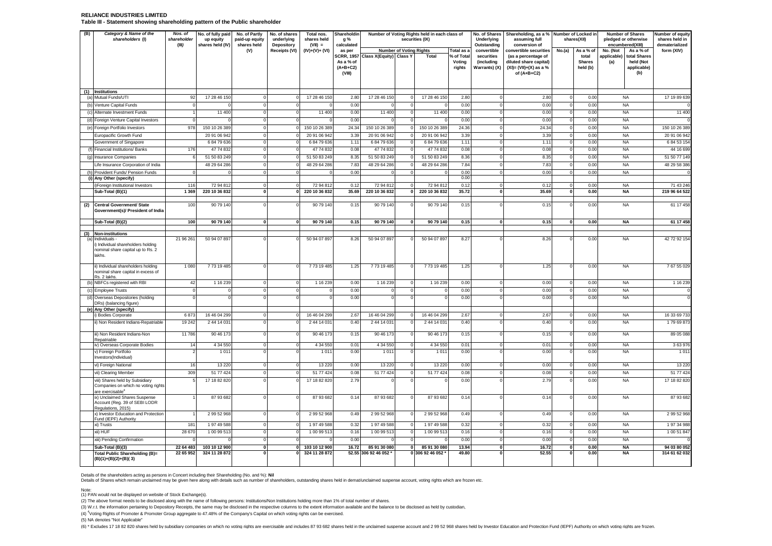**RELIANCE INDUSTRIES LIMITED**

**Table III - Statement showing shareholding pattern of the Public shareholder**

| (B) | Category & Name of the shareholders (I) | Nos. of shareholder (III) | No. of fully paid up equity shares held (IV) | No. of Partly paid-up equity shares held (V) | No. of shares underlying Depository Receipts (VI) | Total nos. shares held (VII) = (IV)+(V)+ (VI) | Shareholding % calculated as per SCRR, 1957 As a % of (A+B+C2) (VIII) | Number of Voting Rights held in each class of securities (IX) | | | | No. of Shares Underlying Outstanding convertible securities (including Warrants) (X) | Shareholding, as a % assuming full conversion of convertible securities (as a percentage of diluted share capital) (XI)= (VII)+(X) as a % of (A+B+C2) | Number of Locked in shares(XII) | | Number of Shares pledged or otherwise encumbered(XIII) | | Number of equity shares held in dematerialized form (XIV) |
|---|---|---|---|---|---|---|---|---|---|---|---|---|---|---|---|---|---|---|
| | | | | | | | | Number of Voting Rights | | | Total as a % of Total Voting rights | | | No.(a) | As a % of total Shares held (b) | No. (Not applicable) (a) | As a % of total Shares held (Not applicable) (b) | |
| | | | | | | | | Class X(Equity) | Class Y | Total | | | | | | | | |
| (1) | **Institutions** | | | | | | | | | | | | | | | | | |
| (a) | Mutual Funds/UTI | 92 | 17 28 46 150 | 0 | 0 | 17 28 46 150 | 2.80 | 17 28 46 150 | 0 | 17 28 46 150 | 2.80 | 0 | 2.80 | 0 | 0.00 | NA | | 17 19 89 639 |
| (b) | Venture Capital Funds | 0 | 0 | 0 | 0 | 0 | 0.00 | 0 | 0 | 0 | 0.00 | 0 | 0.00 | 0 | 0.00 | NA | | 0 |
| (c) | Alternate Investment Funds | 1 | 11 400 | 0 | 0 | 11 400 | 0.00 | 11 400 | 0 | 11 400 | 0.00 | 0 | 0.00 | 0 | 0.00 | NA | | 11 400 |
| (d) | Foreign Venture Capital Investors | 0 | 0 | 0 | 0 | 0 | 0.00 | 0 | 0 | 0 | 0.00 | 0 | 0.00 | 0 | 0.00 | NA | | 0 |
| (e) | Foreign Portfolio Investors | 978 | 150 10 26 389 | 0 | 0 | 150 10 26 389 | 24.34 | 150 10 26 389 | 0 | 150 10 26 389 | 24.36 | 0 | 24.34 | 0 | 0.00 | NA | | 150 10 26 389 |
| | Europacific Growth Fund | | 20 91 06 942 | 0 | 0 | 20 91 06 942 | 3.39 | 20 91 06 942 | 0 | 20 91 06 942 | 3.39 | 0 | 3.39 | 0 | 0.00 | NA | | 20 91 06 942 |
| | Government of Singapore | | 6 84 79 636 | 0 | 0 | 6 84 79 636 | 1.11 | 6 84 79 636 | 0 | 6 84 79 636 | 1.11 | 0 | 1.11 | 0 | 0.00 | NA | | 6 84 53 154 |
| (f) | Financial Institutions/ Banks | 176 | 47 74 832 | 0 | 0 | 47 74 832 | 0.08 | 47 74 832 | 0 | 47 74 832 | 0.08 | 0 | 0.08 | 0 | 0.00 | NA | | 44 16 699 |
| (g) | Insurance Companies | 6 | 51 50 83 249 | 0 | 0 | 51 50 83 249 | 8.35 | 51 50 83 249 | 0 | 51 50 83 249 | 8.36 | 0 | 8.35 | 0 | 0.00 | NA | | 51 50 77 149 |
| | Life Insurance Corporation of India | | 48 29 64 286 | 0 | 0 | 48 29 64 286 | 7.83 | 48 29 64 286 | 0 | 48 29 64 286 | 7.84 | 0 | 7.83 | 0 | 0.00 | NA | | 48 29 58 386 |
| (h) | Provident Funds/ Pension Funds | 0 | 0 | 0 | 0 | 0 | 0.00 | 0 | 0 | 0 | 0.00 | 0 | 0.00 | 0 | 0.00 | NA | | 0 |
| (i) | Any Other (specify) | | | | | | | | | | 0.00 | | | | | | | |
| | i)Foreign Institutional Investors | 116 | 72 94 812 | 0 | 0 | 72 94 812 | 0.12 | 72 94 812 | 0 | 72 94 812 | 0.12 | 0 | 0.12 | 0 | 0.00 | NA | | 71 43 246 |
| | **Sub-Total (B)(1)** | **1 369** | **220 10 36 832** | **0** | **0** | **220 10 36 832** | **35.69** | **220 10 36 832** | **0** | **220 10 36 832** | **35.72** | **0** | **35.69** | **0** | **0.00** | **NA** | | **219 96 64 522** |
| (2) | **Central Government/ State Government(s)/ President of India** | 100 | 90 79 140 | 0 | 0 | 90 79 140 | 0.15 | 90 79 140 | 0 | 90 79 140 | 0.15 | 0 | 0.15 | 0 | 0.00 | NA | | 61 17 458 |
| | **Sub-Total (B)(2)** | **100** | **90 79 140** | **0** | **0** | **90 79 140** | **0.15** | **90 79 140** | **0** | **90 79 140** | **0.15** | **0** | **0.15** | **0** | **0.00** | **NA** | | **61 17 458** |
| (3) | **Non-institutions** | | | | | | | | | | | | | | | | | |
| (a) | Individuals - i) Individual shareholders holding nominal share capital up to Rs. 2 lakhs. | 21 96 261 | 50 94 07 897 | 0 | 0 | 50 94 07 897 | 8.26 | 50 94 07 897 | 0 | 50 94 07 897 | 8.27 | 0 | 8.26 | 0 | 0.00 | NA | | 42 72 92 154 |
| | ii) Individual shareholders holding nominal share capital in excess of Rs. 2 lakhs. | 1 080 | 7 73 19 485 | 0 | 0 | 7 73 19 485 | 1.25 | 7 73 19 485 | 0 | 7 73 19 485 | 1.25 | 0 | 1.25 | 0 | 0.00 | NA | | 7 67 55 029 |
| (b) | NBFCs registered with RBI | 42 | 1 16 239 | 0 | 0 | 1 16 239 | 0.00 | 1 16 239 | 0 | 1 16 239 | 0.00 | 0 | 0.00 | 0 | 0.00 | NA | | 1 16 239 |
| (c) | Employee Trusts | 0 | 0 | 0 | 0 | 0 | 0.00 | 0 | 0 | 0 | 0.00 | 0 | 0.00 | 0 | 0.00 | NA | | 0 |
| (d) | Overseas Depositories (holding DRs) (balancing figure) | 0 | 0 | 0 | 0 | 0 | 0.00 | 0 | 0 | 0 | 0.00 | 0 | 0.00 | 0 | 0.00 | NA | | 0 |
| (e) | Any Other (specify) | | | | | | | | | | | | | | | | | |
| | i) Bodies Corporate | 6 873 | 16 46 04 299 | 0 | 0 | 16 46 04 299 | 2.67 | 16 46 04 299 | 0 | 16 46 04 299 | 2.67 | 0 | 2.67 | 0 | 0.00 | NA | | 16 33 69 733 |
| | ii) Non Resident Indians-Repatriable | 19 242 | 2 44 14 031 | 0 | 0 | 2 44 14 031 | 0.40 | 2 44 14 031 | 0 | 2 44 14 031 | 0.40 | 0 | 0.40 | 0 | 0.00 | NA | | 1 79 69 873 |
| | iii) Non Resident Indians-Non Repatriable | 11 786 | 90 46 173 | 0 | 0 | 90 46 173 | 0.15 | 90 46 173 | 0 | 90 46 173 | 0.15 | 0 | 0.15 | 0 | 0.00 | NA | | 89 05 088 |
| | iv) Overseas Corporate Bodies | 14 | 4 34 550 | 0 | 0 | 4 34 550 | 0.01 | 4 34 550 | 0 | 4 34 550 | 0.01 | 0 | 0.01 | 0 | 0.00 | NA | | 3 63 976 |
| | v) Foreign Portfolio Investors(Individual) | 2 | 1 011 | 0 | 0 | 1 011 | 0.00 | 1 011 | 0 | 1 011 | 0.00 | 0 | 0.00 | 0 | 0.00 | NA | | 1 011 |
| | vi) Foreign National | 16 | 13 220 | 0 | 0 | 13 220 | 0.00 | 13 220 | 0 | 13 220 | 0.00 | 0 | 0.00 | 0 | 0.00 | NA | | 13 220 |
| | vii) Clearing Member | 309 | 51 77 424 | 0 | 0 | 51 77 424 | 0.08 | 51 77 424 | 0 | 51 77 424 | 0.08 | 0 | 0.08 | 0 | 0.00 | NA | | 51 77 424 |
| | viii) Shares held by Subsidiary Companies on which no voting rights are exercisable[4] | 5 | 17 18 82 820 | 0 | 0 | 17 18 82 820 | 2.79 | 0 | 0 | 0 | 0.00 | 0 | 2.79 | 0 | 0.00 | NA | | 17 18 82 820 |
| | ix) Unclaimed Shares Suspense Account (Reg. 39 of SEBI LODR Regulations, 2015) | 1 | 87 93 682 | 0 | 0 | 87 93 682 | 0.14 | 87 93 682 | 0 | 87 93 682 | 0.14 | 0 | 0.14 | 0 | 0.00 | NA | | 87 93 682 |
| | x) Investor Education and Protection Fund (IEPF) Authority | 1 | 2 99 52 968 | 0 | 0 | 2 99 52 968 | 0.49 | 2 99 52 968 | 0 | 2 99 52 968 | 0.49 | 0 | 0.49 | 0 | 0.00 | NA | | 2 99 52 968 |
| | xi) Trusts | 181 | 1 97 49 588 | 0 | 0 | 1 97 49 588 | 0.32 | 1 97 49 588 | 0 | 1 97 49 588 | 0.32 | 0 | 0.32 | 0 | 0.00 | NA | | 1 97 34 988 |
| | xii) HUF | 28 670 | 1 00 99 513 | 0 | 0 | 1 00 99 513 | 0.16 | 1 00 99 513 | 0 | 1 00 99 513 | 0.16 | 0 | 0.16 | 0 | 0.00 | NA | | 1 00 51 847 |
| | xiii) Pending Confirmation | 0 | 0 | 0 | 0 | 0 | 0.00 | 0 | 0 | 0 | 0.00 | 0 | 0.00 | 0 | 0.00 | NA | | 0 |
| | **Sub-Total (B)(3)** | **22 64 483** | **103 10 12 900** | **0** | **0** | **103 10 12 900** | **16.72** | **85 91 30 080** | **0** | **85 91 30 080** | **13.94** | **0** | **16.72** | **0** | **0.00** | **NA** | | **94 03 80 052** |
| | **Total Public Shareholding (B)= (B)(1)+(B)(2)+(B)( 3)** | **22 65 952** | **324 11 28 872** | **0** | **0** | **324 11 28 872** | **52.55** | **306 92 46 052 \*** | **0** | **306 92 46 052 \*** | **49.80** | **0** | **52.55** | **0** | **0.00** | **NA** | | **314 61 62 032** |

Details of the shareholders acting as persons in Concert including their Shareholding (No. and %): **Nil**

Details of Shares which remain unclaimed may be given here along with details such as number of shareholders, outstanding shares held in demat/unclaimed suspense account, voting rights which are frozen etc.

Note:

(1) PAN would not be displayed on website of Stock Exchange(s).

(2) The above format needs to be disclosed along with the name of following persons: Institutions/Non Institutions holding more than 1% of total number of shares.

(3) W.r.t. the information pertaining to Depository Receipts, the same may be disclosed in the respective columns to the extent information available and the balance to be disclosed as held by custodian,

(4) [4]Voting Rights of Promoter & Promoter Group aggregate to 47.48% of the Company's Capital on which voting rights can be exercised.

(5) NA denotes "Not Applicable"

(6) * Excludes 17 18 82 820 shares held by subsidiary companies on which no voting rights are exercisable and includes 87 93 682 shares held in the unclaimed suspense account and 2 99 52 968 shares held by Investor Education and Protection Fund (IEPF) Authority on which voting rights are frozen.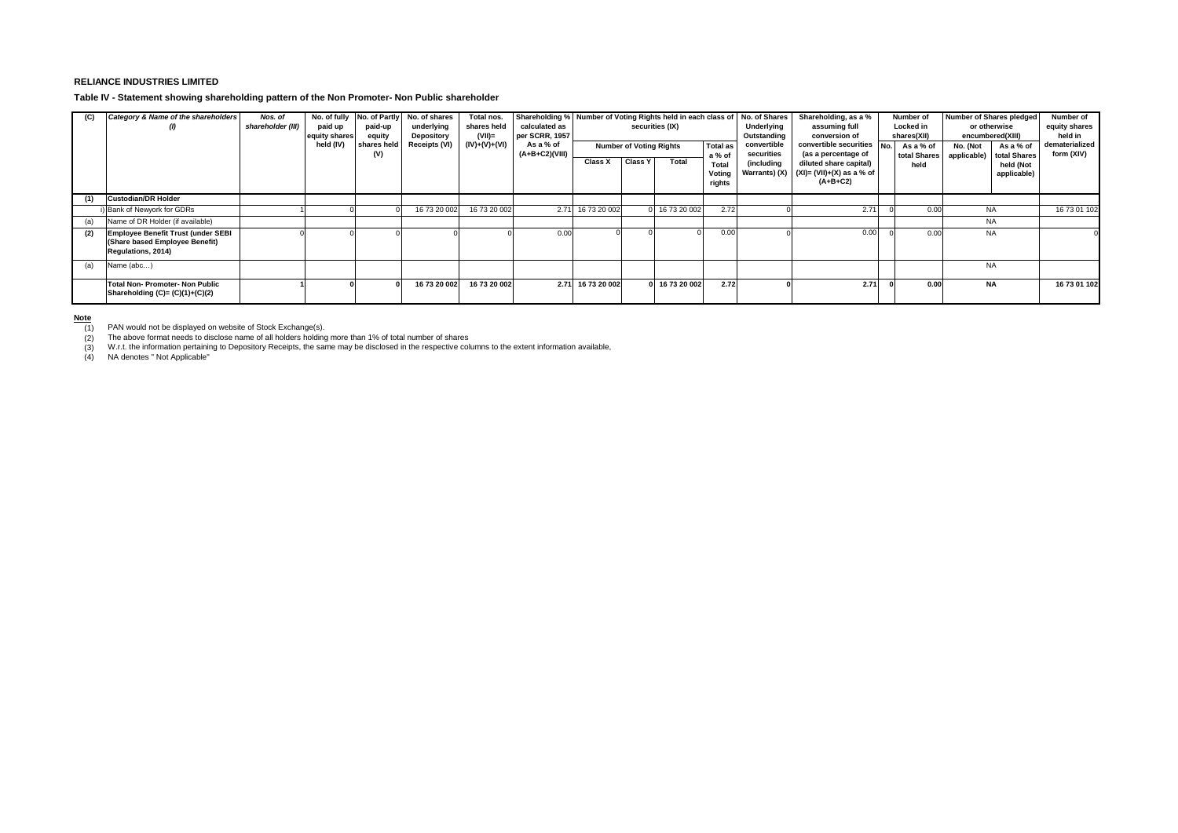**RELIANCE INDUSTRIES LIMITED**

**Table IV - Statement showing shareholding pattern of the Non Promoter- Non Public shareholder**

| (C) | Category & Name of the shareholders (I) | Nos. of shareholder (III) | No. of fully paid up equity shares held (IV) | No. of Partly paid-up equity shares held (V) | No. of shares underlying Depository Receipts (VI) | Total nos. shares held (VII)= (IV)+(V)+(VI) | Shareholding % calculated as per SCRR, 1957 As a % of (A+B+C2)(VIII) | Number of Voting Rights held in each class of securities (IX) | | | | No. of Shares Underlying Outstanding convertible securities (including Warrants) (X) | Shareholding, as a % assuming full conversion of convertible securities (as a percentage of diluted share capital) (XI)= (VII)+(X) as a % of (A+B+C2) | Number of Locked in shares(XII) | | Number of Shares pledged or otherwise encumbered(XIII) | | Number of equity shares held in dematerialized form (XIV) |
|---|---|---|---|---|---|---|---|---|---|---|---|---|---|---|---|---|---|---|
| | | | | | | | | Number of Voting Rights | | | Total as a % of Total Voting rights | | | No. | As a % of total Shares held | No. (Not applicable) | As a % of total Shares held (Not applicable) | |
| | | | | | | | | Class X | Class Y | Total | | | | | | | | |
| **(1)** | **Custodian/DR Holder** | | | | | | | | | | | | | | | | | |
| | i) Bank of Newyork for GDRs | 1 | 0 | 0 | 16 73 20 002 | 16 73 20 002 | 2.71 | 16 73 20 002 | 0 | 16 73 20 002 | 2.72 | 0 | 2.71 | 0 | 0.00 | NA | | 16 73 01 102 |
| (a) | Name of DR Holder (if available) | | | | | | | | | | | | | | | NA | | |
| **(2)** | **Employee Benefit Trust (under SEBI (Share based Employee Benefit) Regulations, 2014)** | 0 | 0 | 0 | 0 | 0 | 0.00 | 0 | 0 | 0 | 0.00 | 0 | 0.00 | 0 | 0.00 | NA | | 0 |
| (a) | Name (abc…) | | | | | | | | | | | | | | | NA | | |
| | **Total Non- Promoter- Non Public Shareholding (C)= (C)(1)+(C)(2)** | **1** | **0** | **0** | **16 73 20 002** | **16 73 20 002** | **2.71** | **16 73 20 002** | **0** | **16 73 20 002** | **2.72** | **0** | **2.71** | **0** | **0.00** | **NA** | | **16 73 01 102** |

**Note**

(1) PAN would not be displayed on website of Stock Exchange(s).

(2) The above format needs to disclose name of all holders holding more than 1% of total number of shares

(3) W.r.t. the information pertaining to Depository Receipts, the same may be disclosed in the respective columns to the extent information available,

(4) NA denotes " Not Applicable"